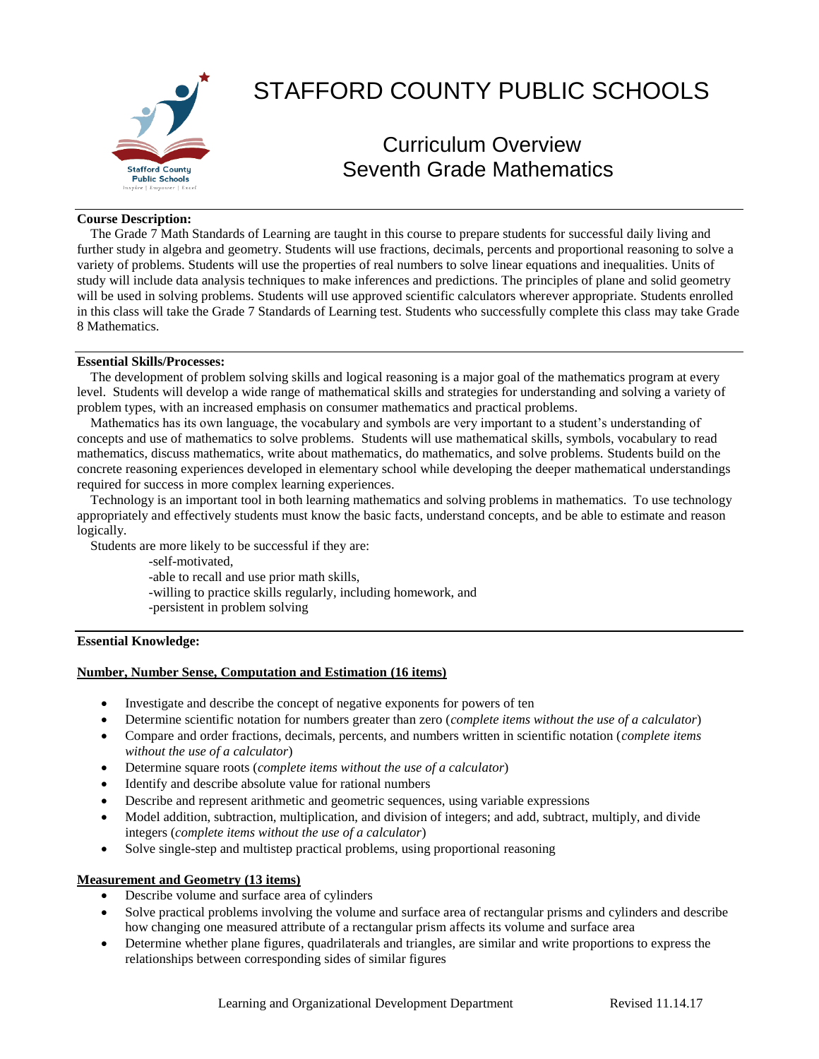# STAFFORD COUNTY PUBLIC SCHOOLS

## Curriculum Overview
## Seventh Grade Mathematics

**Course Description:**

The Grade 7 Math Standards of Learning are taught in this course to prepare students for successful daily living and further study in algebra and geometry. Students will use fractions, decimals, percents and proportional reasoning to solve a variety of problems. Students will use the properties of real numbers to solve linear equations and inequalities. Units of study will include data analysis techniques to make inferences and predictions. The principles of plane and solid geometry will be used in solving problems. Students will use approved scientific calculators wherever appropriate. Students enrolled in this class will take the Grade 7 Standards of Learning test. Students who successfully complete this class may take Grade 8 Mathematics.

**Essential Skills/Processes:**

The development of problem solving skills and logical reasoning is a major goal of the mathematics program at every level. Students will develop a wide range of mathematical skills and strategies for understanding and solving a variety of problem types, with an increased emphasis on consumer mathematics and practical problems.

Mathematics has its own language, the vocabulary and symbols are very important to a student's understanding of concepts and use of mathematics to solve problems. Students will use mathematical skills, symbols, vocabulary to read mathematics, discuss mathematics, write about mathematics, do mathematics, and solve problems. Students build on the concrete reasoning experiences developed in elementary school while developing the deeper mathematical understandings required for success in more complex learning experiences.

Technology is an important tool in both learning mathematics and solving problems in mathematics. To use technology appropriately and effectively students must know the basic facts, understand concepts, and be able to estimate and reason logically.

Students are more likely to be successful if they are:

-self-motivated,
-able to recall and use prior math skills,
-willing to practice skills regularly, including homework, and
-persistent in problem solving

**Essential Knowledge:**

**Number, Number Sense, Computation and Estimation (16 items)**

- Investigate and describe the concept of negative exponents for powers of ten
- Determine scientific notation for numbers greater than zero (*complete items without the use of a calculator*)
- Compare and order fractions, decimals, percents, and numbers written in scientific notation (*complete items without the use of a calculator*)
- Determine square roots (*complete items without the use of a calculator*)
- Identify and describe absolute value for rational numbers
- Describe and represent arithmetic and geometric sequences, using variable expressions
- Model addition, subtraction, multiplication, and division of integers; and add, subtract, multiply, and divide integers (*complete items without the use of a calculator*)
- Solve single-step and multistep practical problems, using proportional reasoning

**Measurement and Geometry (13 items)**

- Describe volume and surface area of cylinders
- Solve practical problems involving the volume and surface area of rectangular prisms and cylinders and describe how changing one measured attribute of a rectangular prism affects its volume and surface area
- Determine whether plane figures, quadrilaterals and triangles, are similar and write proportions to express the relationships between corresponding sides of similar figures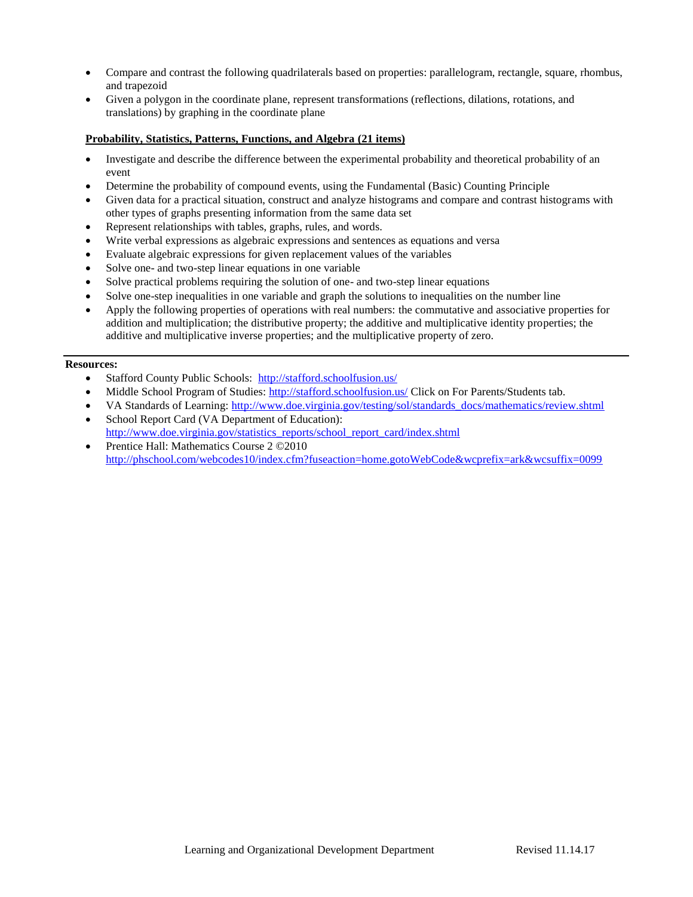- Compare and contrast the following quadrilaterals based on properties: parallelogram, rectangle, square, rhombus, and trapezoid
- Given a polygon in the coordinate plane, represent transformations (reflections, dilations, rotations, and translations) by graphing in the coordinate plane

**Probability, Statistics, Patterns, Functions, and Algebra (21 items)**

- Investigate and describe the difference between the experimental probability and theoretical probability of an event
- Determine the probability of compound events, using the Fundamental (Basic) Counting Principle
- Given data for a practical situation, construct and analyze histograms and compare and contrast histograms with other types of graphs presenting information from the same data set
- Represent relationships with tables, graphs, rules, and words.
- Write verbal expressions as algebraic expressions and sentences as equations and versa
- Evaluate algebraic expressions for given replacement values of the variables
- Solve one- and two-step linear equations in one variable
- Solve practical problems requiring the solution of one- and two-step linear equations
- Solve one-step inequalities in one variable and graph the solutions to inequalities on the number line
- Apply the following properties of operations with real numbers: the commutative and associative properties for addition and multiplication; the distributive property; the additive and multiplicative identity properties; the additive and multiplicative inverse properties; and the multiplicative property of zero.

---

**Resources:**

- Stafford County Public Schools: http://stafford.schoolfusion.us/
- Middle School Program of Studies: http://stafford.schoolfusion.us/ Click on For Parents/Students tab.
- VA Standards of Learning: http://www.doe.virginia.gov/testing/sol/standards_docs/mathematics/review.shtml
- School Report Card (VA Department of Education): http://www.doe.virginia.gov/statistics_reports/school_report_card/index.shtml
- Prentice Hall: Mathematics Course 2 ©2010 http://phschool.com/webcodes10/index.cfm?fuseaction=home.gotoWebCode&wcprefix=ark&wcsuffix=0099

Learning and Organizational Development Department Revised 11.14.17